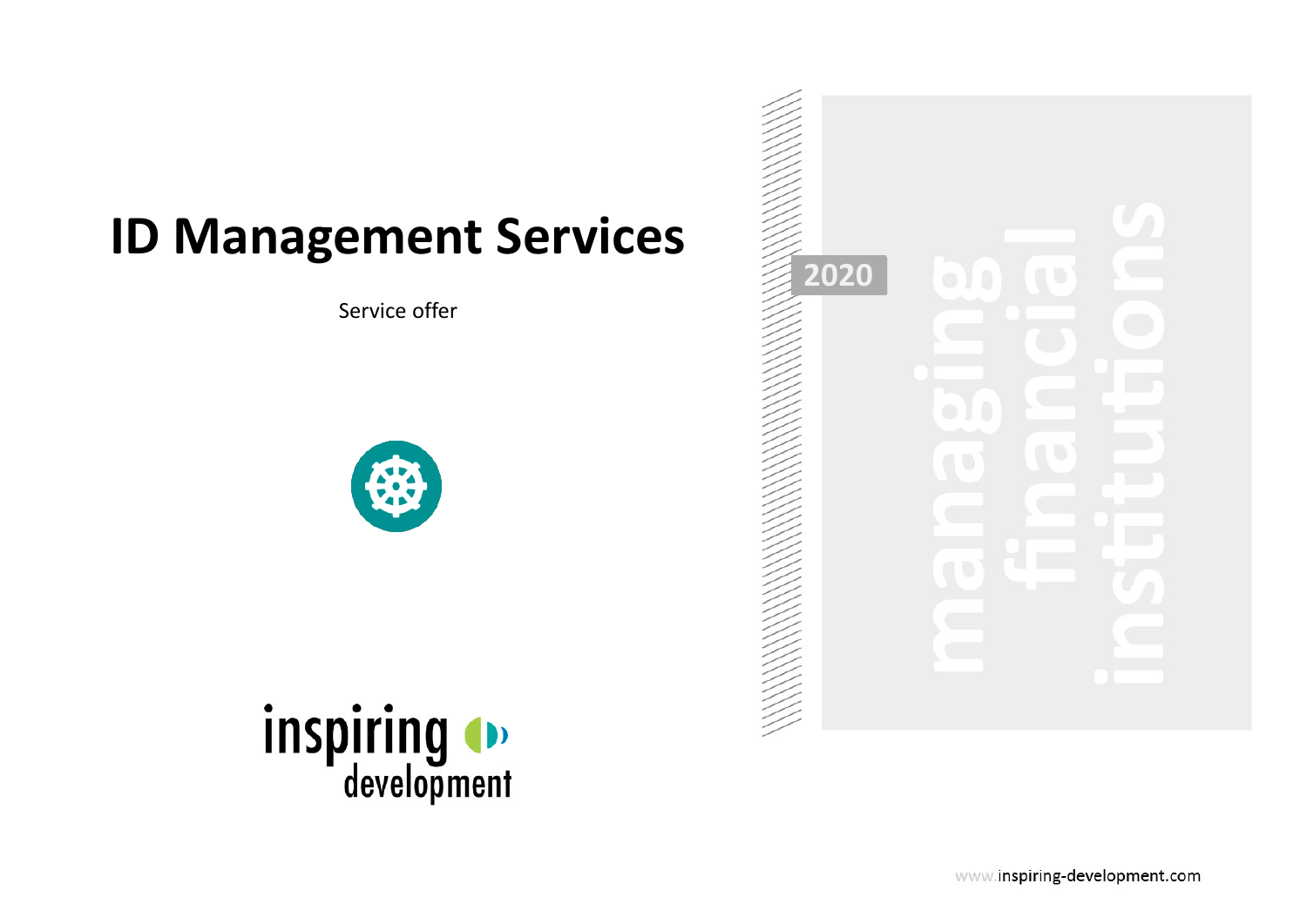# ID Management Services

Service offer

inspiring development

2020

managing financial institutions

www.inspiring-development.com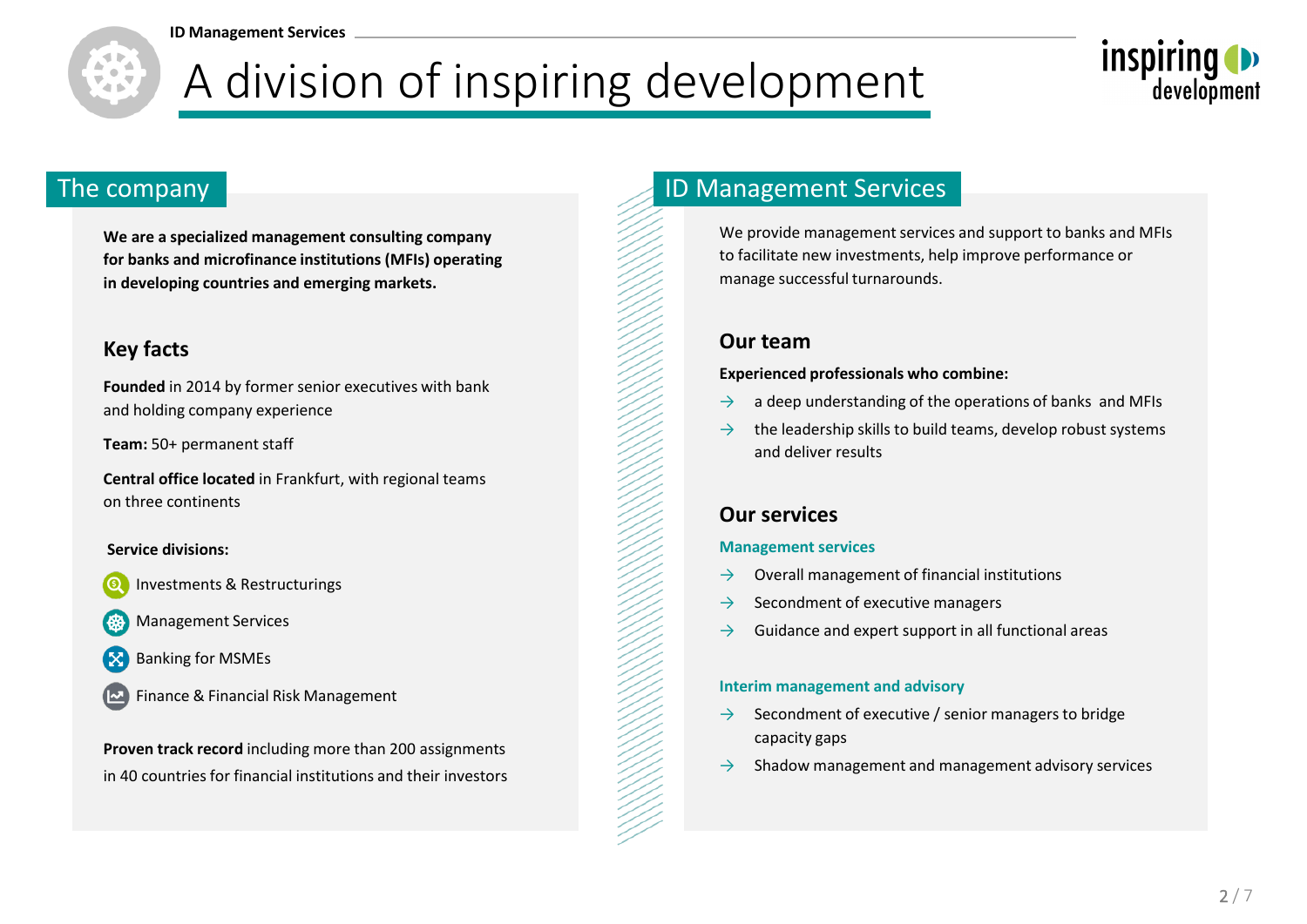# A division of inspiring development

## The company

**We are a specialized management consulting company for banks and microfinance institutions (MFIs) operating in developing countries and emerging markets.**

### Key facts

**Founded** in 2014 by former senior executives with bank and holding company experience

**Team:** 50+ permanent staff

**Central office located** in Frankfurt, with regional teams on three continents

**Service divisions:**

- Investments & Restructurings
- Management Services
- Banking for MSMEs
- Finance & Financial Risk Management

**Proven track record** including more than 200 assignments in 40 countries for financial institutions and their investors

## ID Management Services

We provide management services and support to banks and MFIs to facilitate new investments, help improve performance or manage successful turnarounds.

### Our team

**Experienced professionals who combine:**

→ a deep understanding of the operations of banks and MFIs

→ the leadership skills to build teams, develop robust systems and deliver results

### Our services

**Management services**

→ Overall management of financial institutions

→ Secondment of executive managers

→ Guidance and expert support in all functional areas

**Interim management and advisory**

→ Secondment of executive / senior managers to bridge capacity gaps

→ Shadow management and management advisory services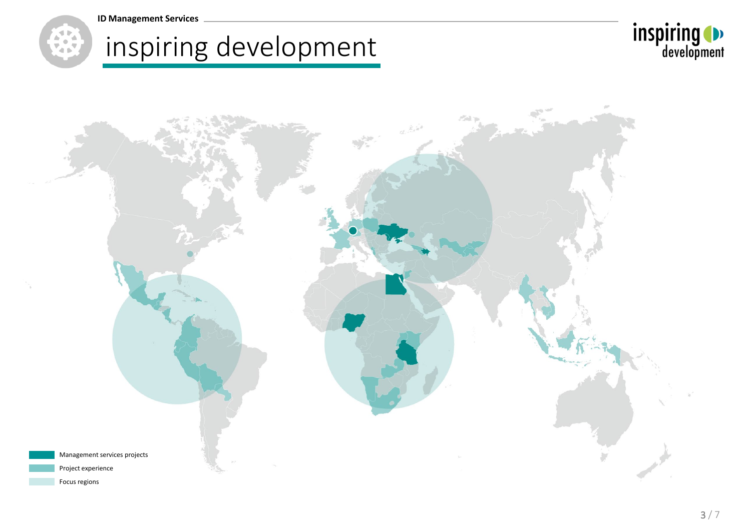# inspiring development

- Management services projects
- Project experience
- Focus regions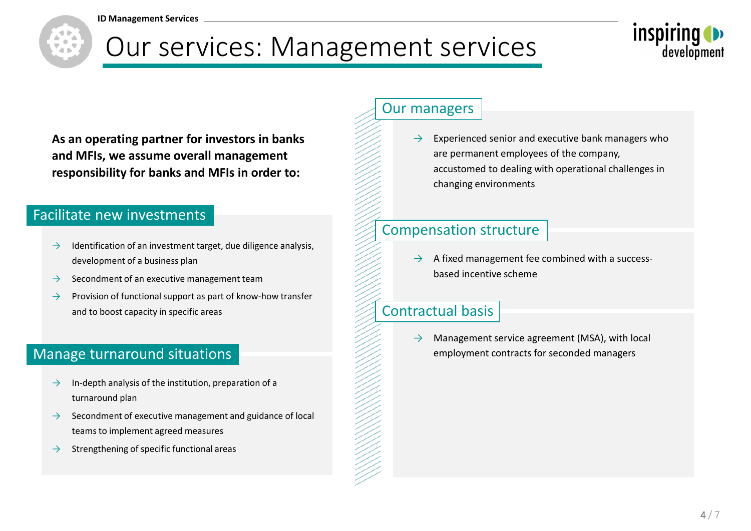# Our services: Management services

**As an operating partner for investors in banks and MFIs, we assume overall management responsibility for banks and MFIs in order to:**

## Facilitate new investments

- → Identification of an investment target, due diligence analysis, development of a business plan
- → Secondment of an executive management team
- → Provision of functional support as part of know-how transfer and to boost capacity in specific areas

## Manage turnaround situations

- → In-depth analysis of the institution, preparation of a turnaround plan
- → Secondment of executive management and guidance of local teams to implement agreed measures
- → Strengthening of specific functional areas

## Our managers

- → Experienced senior and executive bank managers who are permanent employees of the company, accustomed to dealing with operational challenges in changing environments

## Compensation structure

- → A fixed management fee combined with a success-based incentive scheme

## Contractual basis

- → Management service agreement (MSA), with local employment contracts for seconded managers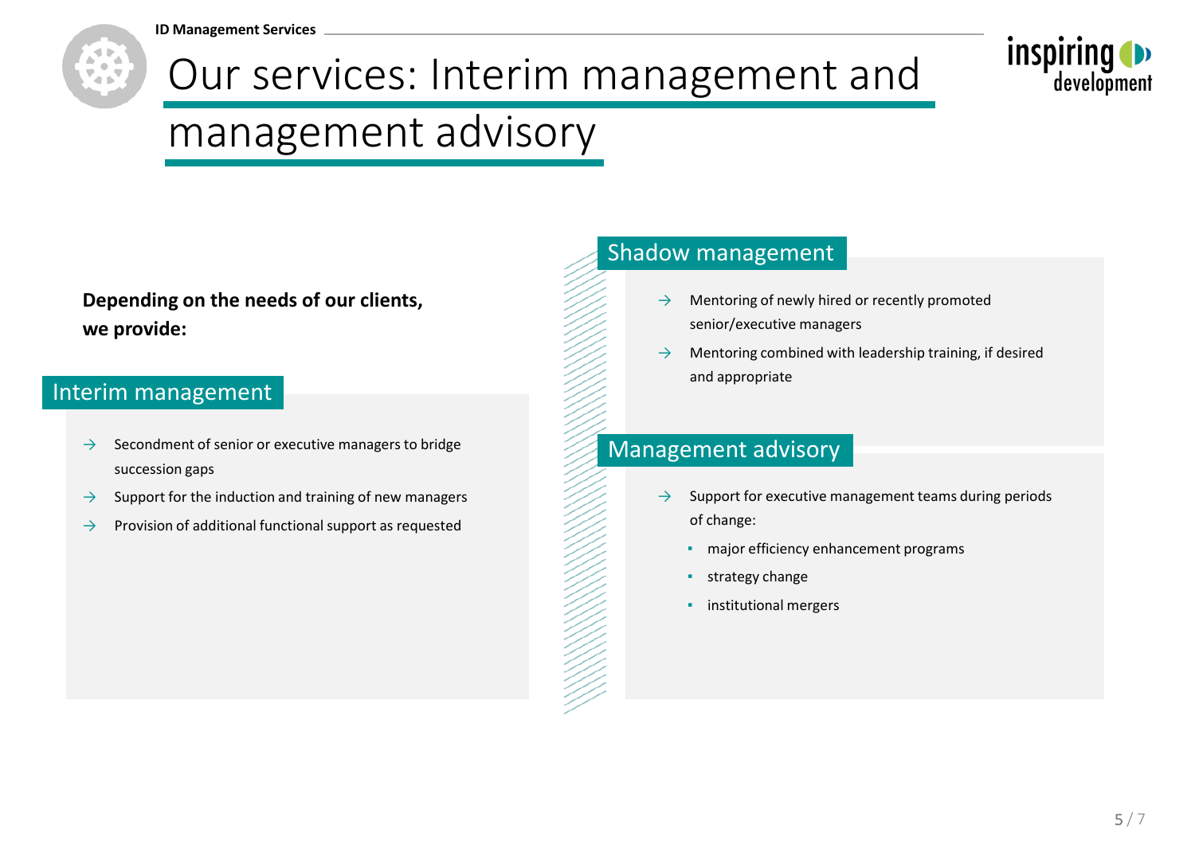# Our services: Interim management and management advisory

**Depending on the needs of our clients, we provide:**

## Interim management

- Secondment of senior or executive managers to bridge succession gaps
- Support for the induction and training of new managers
- Provision of additional functional support as requested

## Shadow management

- Mentoring of newly hired or recently promoted senior/executive managers
- Mentoring combined with leadership training, if desired and appropriate

## Management advisory

- Support for executive management teams during periods of change:
  - major efficiency enhancement programs
  - strategy change
  - institutional mergers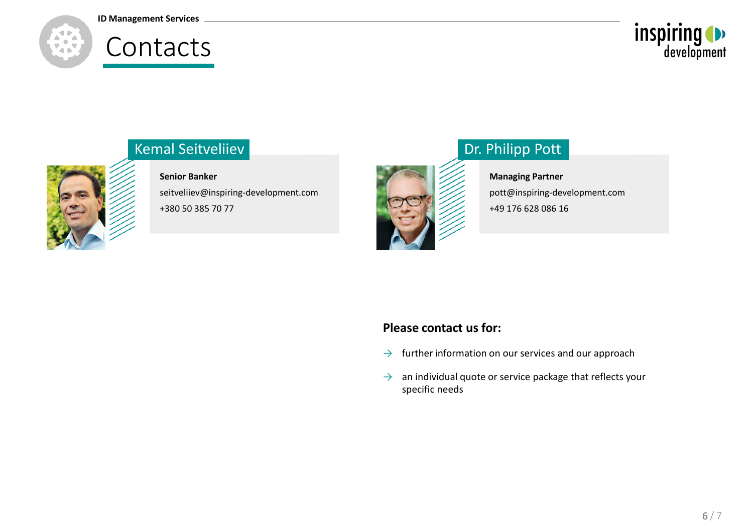# Contacts

## Kemal Seitveliiev

**Senior Banker**

seitveliiev@inspiring-development.com

+380 50 385 70 77

## Dr. Philipp Pott

**Managing Partner**

pott@inspiring-development.com

+49 176 628 086 16

**Please contact us for:**

- → further information on our services and our approach
- → an individual quote or service package that reflects your specific needs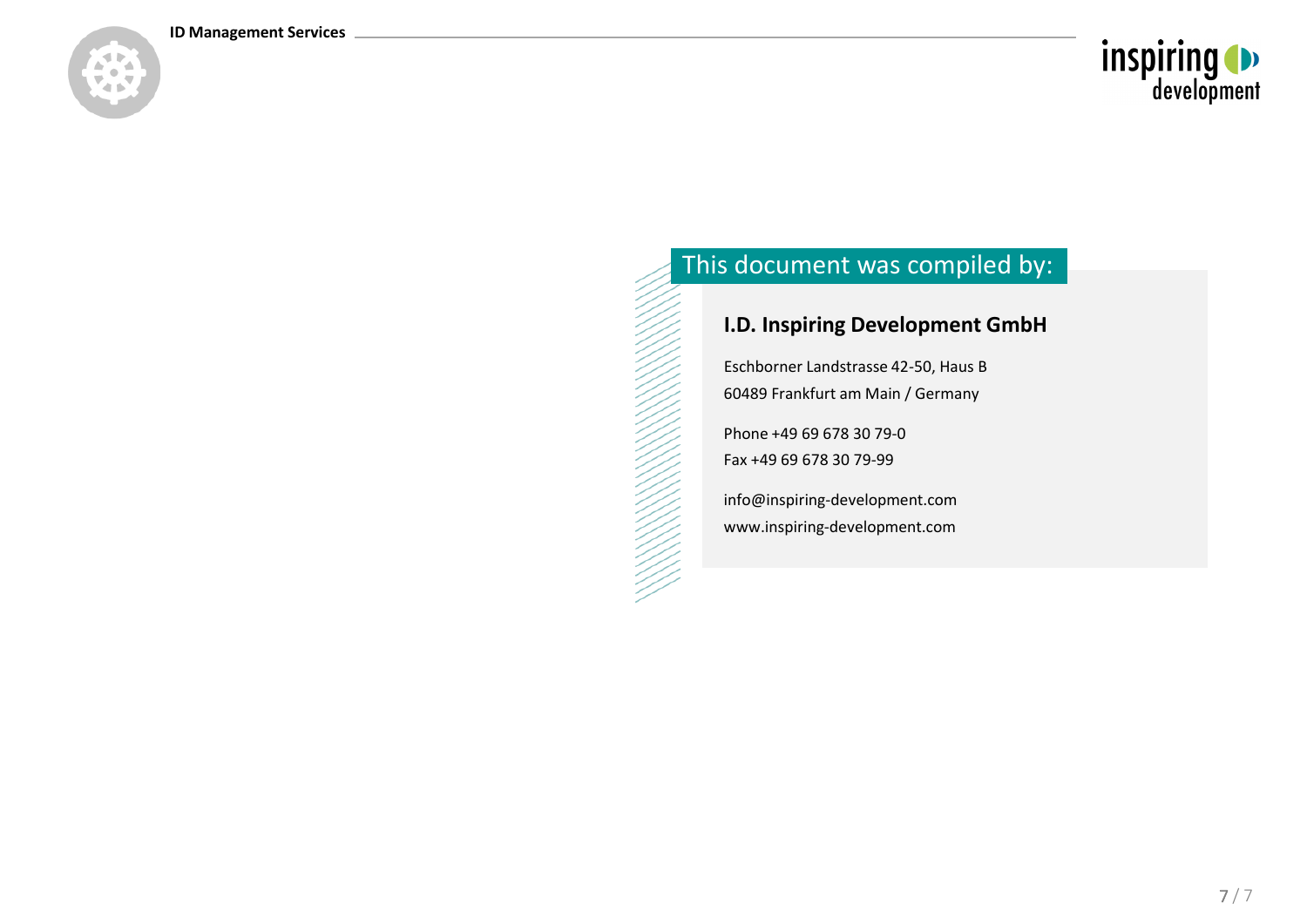## This document was compiled by:

**I.D. Inspiring Development GmbH**

Eschborner Landstrasse 42-50, Haus B
60489 Frankfurt am Main / Germany

Phone +49 69 678 30 79-0
Fax +49 69 678 30 79-99

info@inspiring-development.com
www.inspiring-development.com